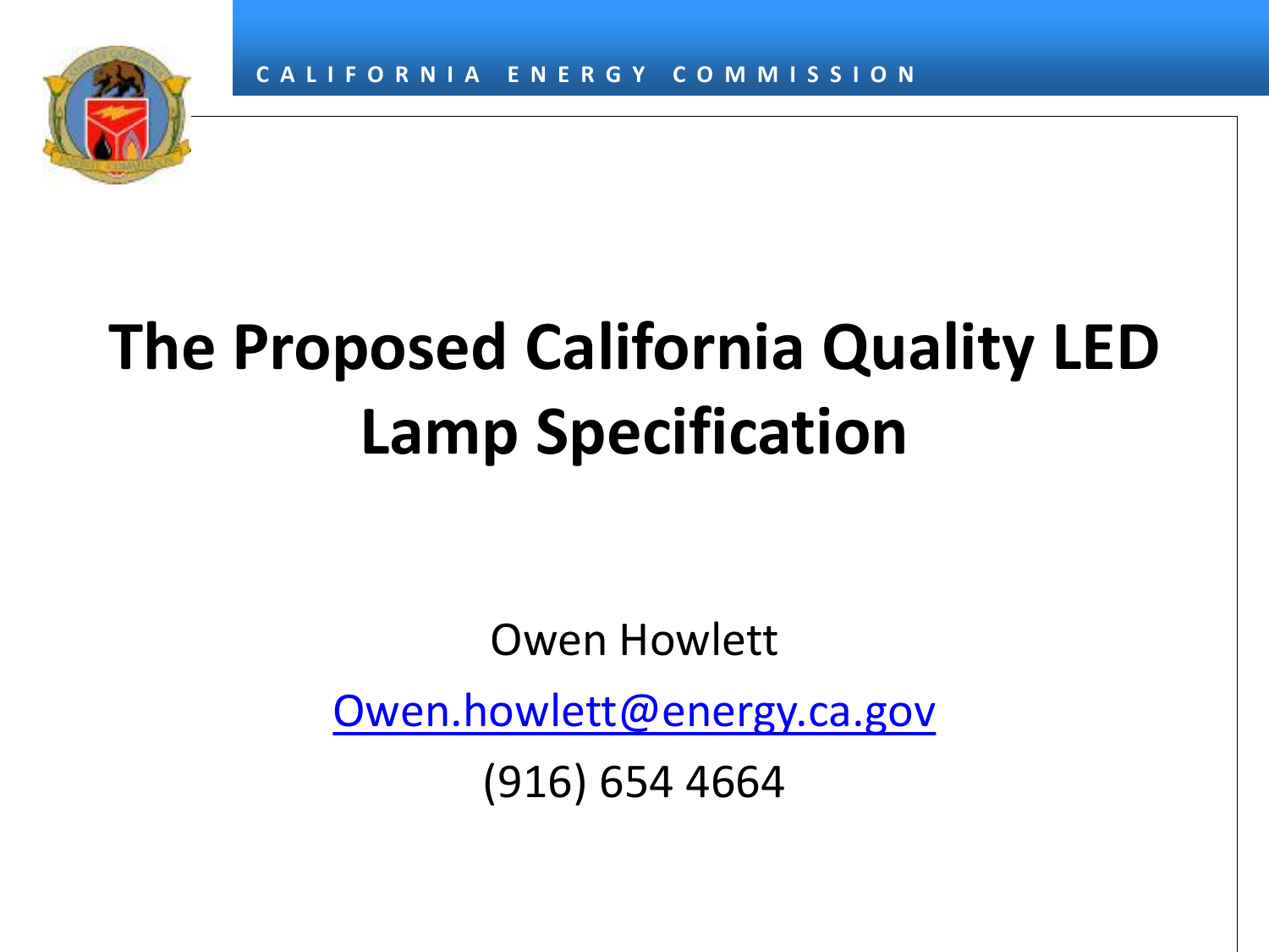CALIFORNIA ENERGY COMMISSION

# The Proposed California Quality LED Lamp Specification

Owen Howlett

Owen.howlett@energy.ca.gov

(916) 654 4664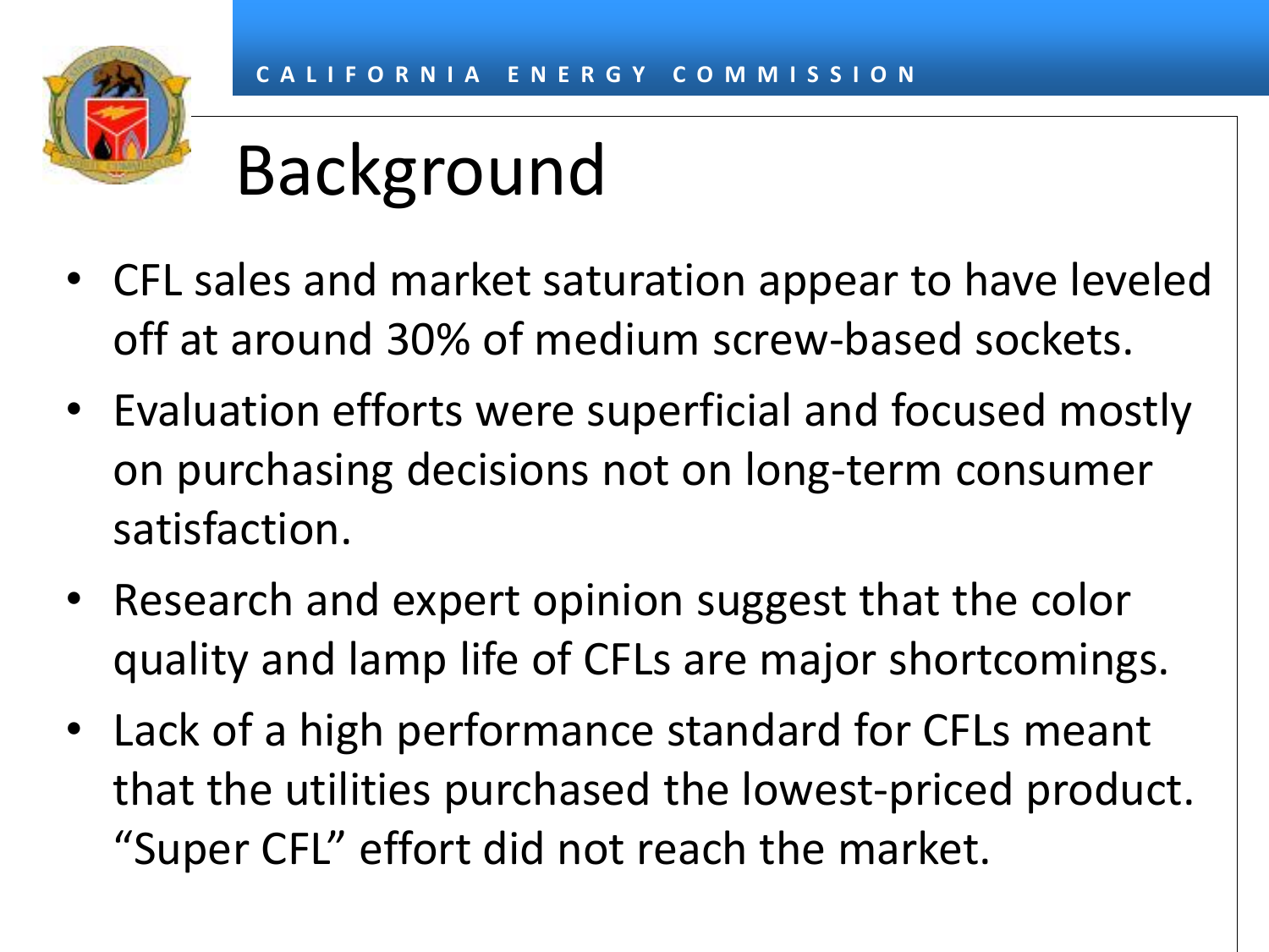# Background

- CFL sales and market saturation appear to have leveled off at around 30% of medium screw-based sockets.
- Evaluation efforts were superficial and focused mostly on purchasing decisions not on long-term consumer satisfaction.
- Research and expert opinion suggest that the color quality and lamp life of CFLs are major shortcomings.
- Lack of a high performance standard for CFLs meant that the utilities purchased the lowest-priced product. "Super CFL" effort did not reach the market.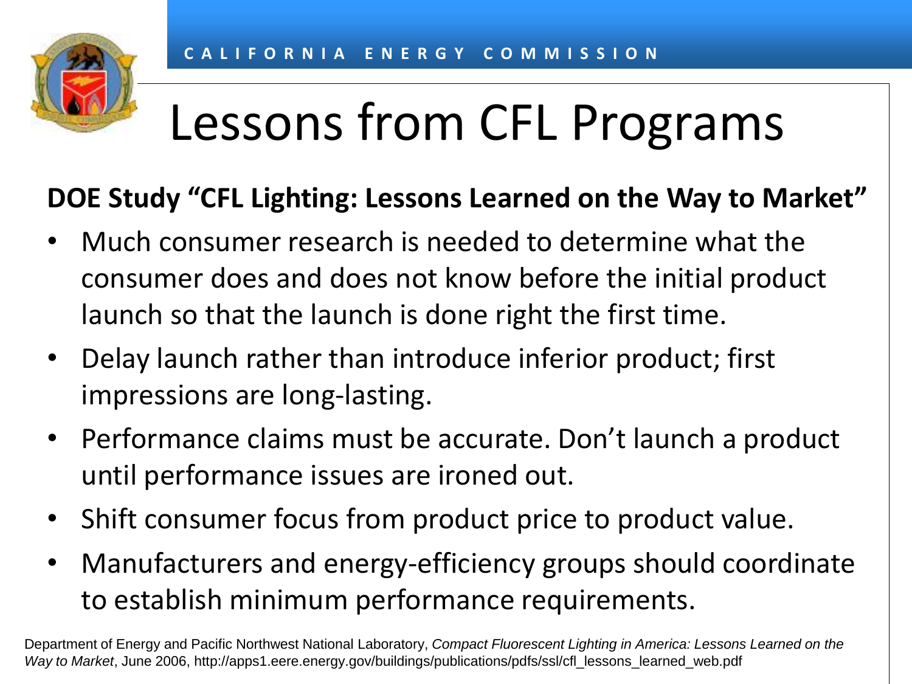# Lessons from CFL Programs

**DOE Study "CFL Lighting: Lessons Learned on the Way to Market"**

- Much consumer research is needed to determine what the consumer does and does not know before the initial product launch so that the launch is done right the first time.
- Delay launch rather than introduce inferior product; first impressions are long-lasting.
- Performance claims must be accurate. Don't launch a product until performance issues are ironed out.
- Shift consumer focus from product price to product value.
- Manufacturers and energy-efficiency groups should coordinate to establish minimum performance requirements.

Department of Energy and Pacific Northwest National Laboratory, *Compact Fluorescent Lighting in America: Lessons Learned on the Way to Market*, June 2006, http://apps1.eere.energy.gov/buildings/publications/pdfs/ssl/cfl_lessons_learned_web.pdf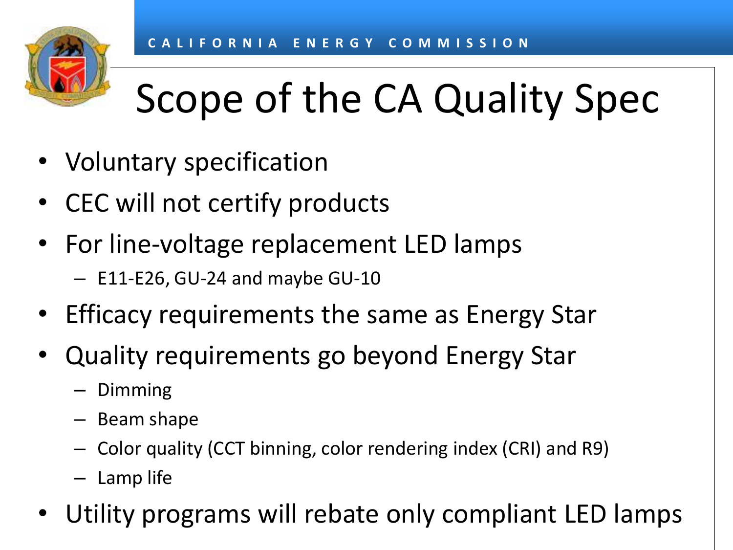# Scope of the CA Quality Spec

- Voluntary specification
- CEC will not certify products
- For line-voltage replacement LED lamps
  - E11-E26, GU-24 and maybe GU-10
- Efficacy requirements the same as Energy Star
- Quality requirements go beyond Energy Star
  - Dimming
  - Beam shape
  - Color quality (CCT binning, color rendering index (CRI) and R9)
  - Lamp life
- Utility programs will rebate only compliant LED lamps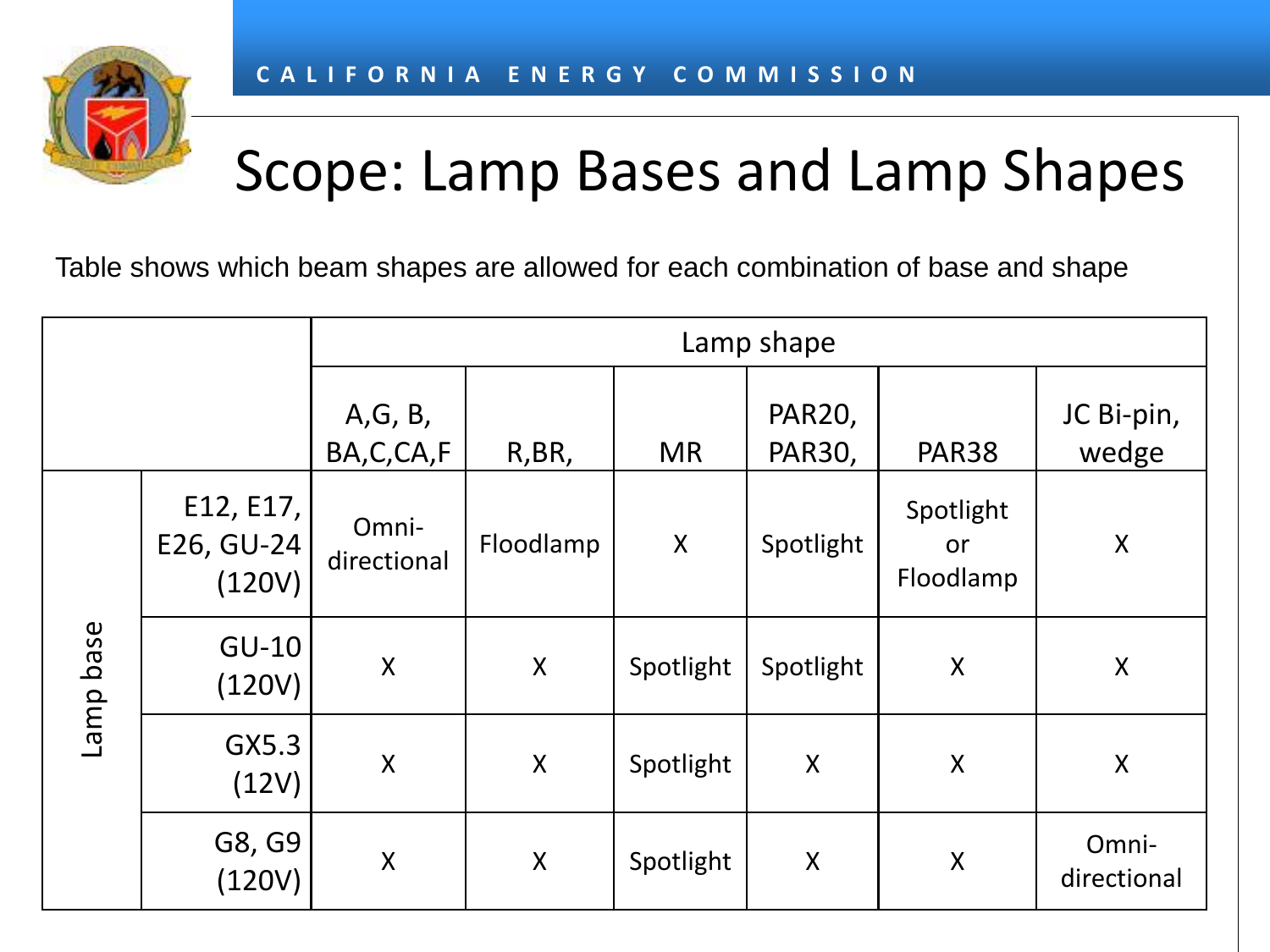# Scope: Lamp Bases and Lamp Shapes

Table shows which beam shapes are allowed for each combination of base and shape

| | | Lamp shape | | | | | |
|---|---|---|---|---|---|---|---|
| | | A,G, B, BA,C,CA,F | R,BR, | MR | PAR20, PAR30, | PAR38 | JC Bi-pin, wedge |
| Lamp base | E12, E17, E26, GU-24 (120V) | Omni-directional | Floodlamp | X | Spotlight | Spotlight or Floodlamp | X |
| | GU-10 (120V) | X | X | Spotlight | Spotlight | X | X |
| | GX5.3 (12V) | X | X | Spotlight | X | X | X |
| | G8, G9 (120V) | X | X | Spotlight | X | X | Omni-directional |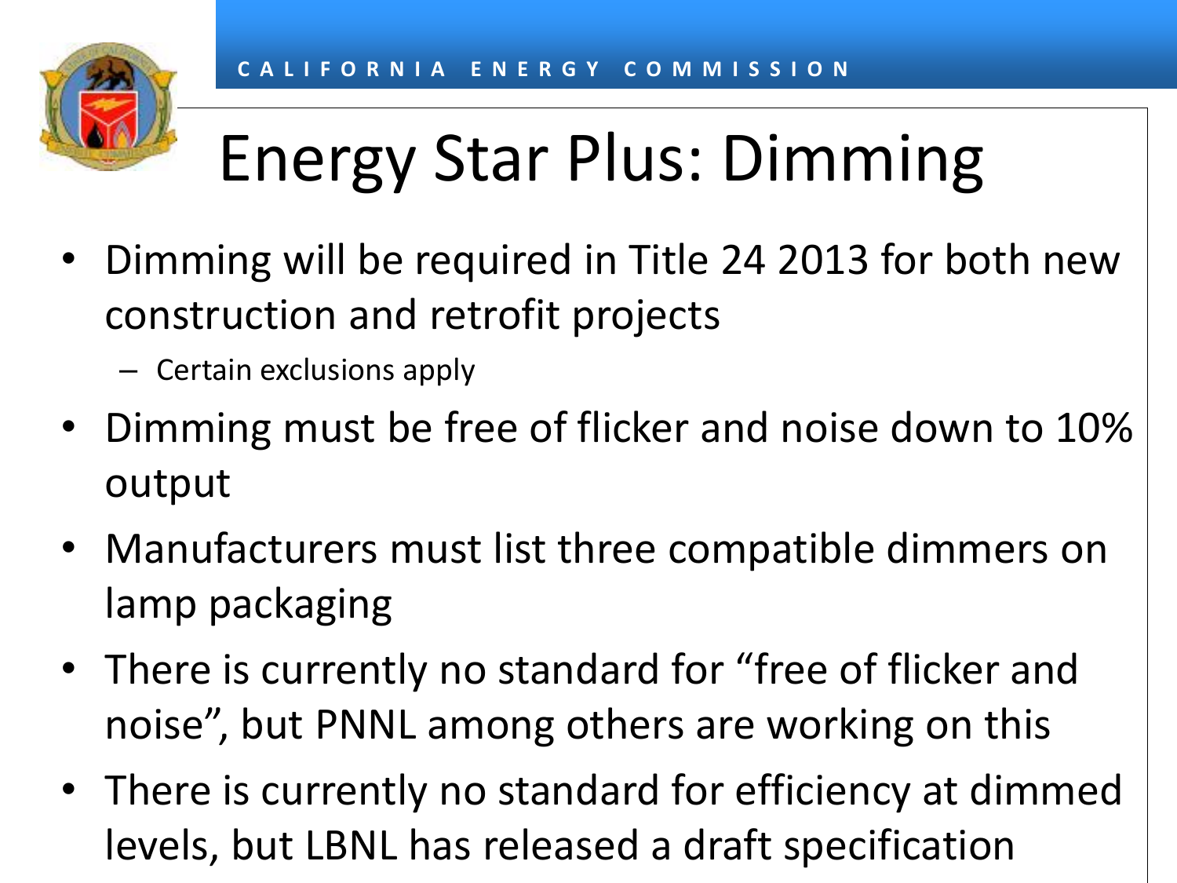# Energy Star Plus: Dimming

- Dimming will be required in Title 24 2013 for both new construction and retrofit projects
  - Certain exclusions apply
- Dimming must be free of flicker and noise down to 10% output
- Manufacturers must list three compatible dimmers on lamp packaging
- There is currently no standard for "free of flicker and noise", but PNNL among others are working on this
- There is currently no standard for efficiency at dimmed levels, but LBNL has released a draft specification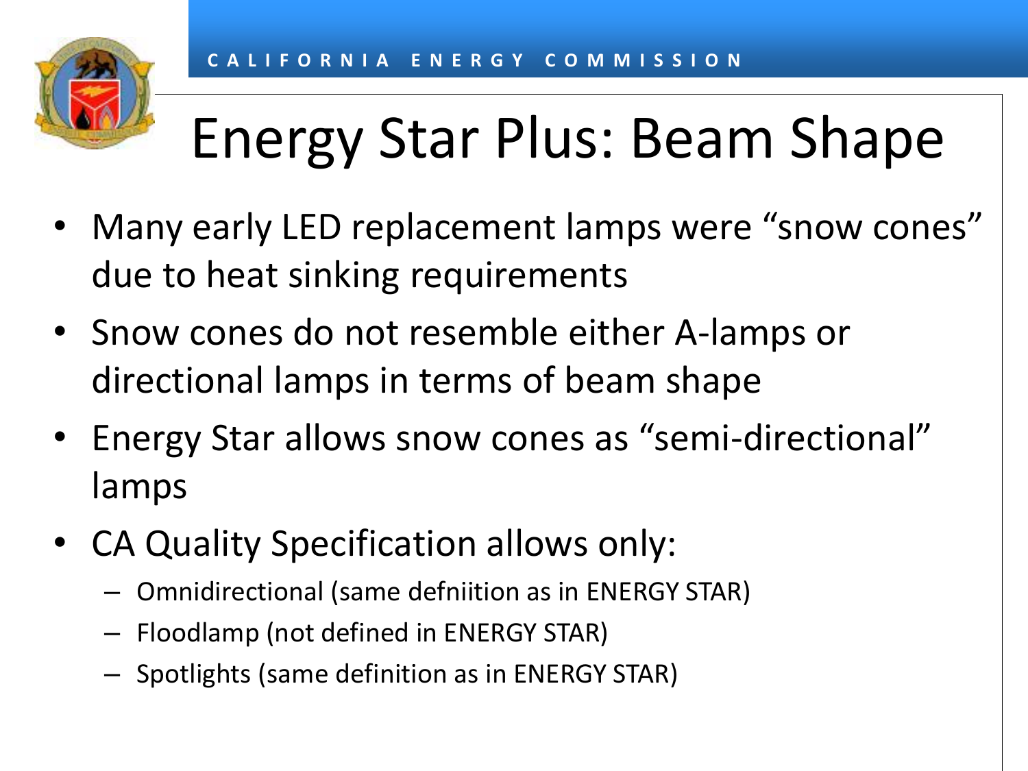# Energy Star Plus: Beam Shape

- Many early LED replacement lamps were "snow cones" due to heat sinking requirements
- Snow cones do not resemble either A-lamps or directional lamps in terms of beam shape
- Energy Star allows snow cones as "semi-directional" lamps
- CA Quality Specification allows only:
  - Omnidirectional (same defniition as in ENERGY STAR)
  - Floodlamp (not defined in ENERGY STAR)
  - Spotlights (same definition as in ENERGY STAR)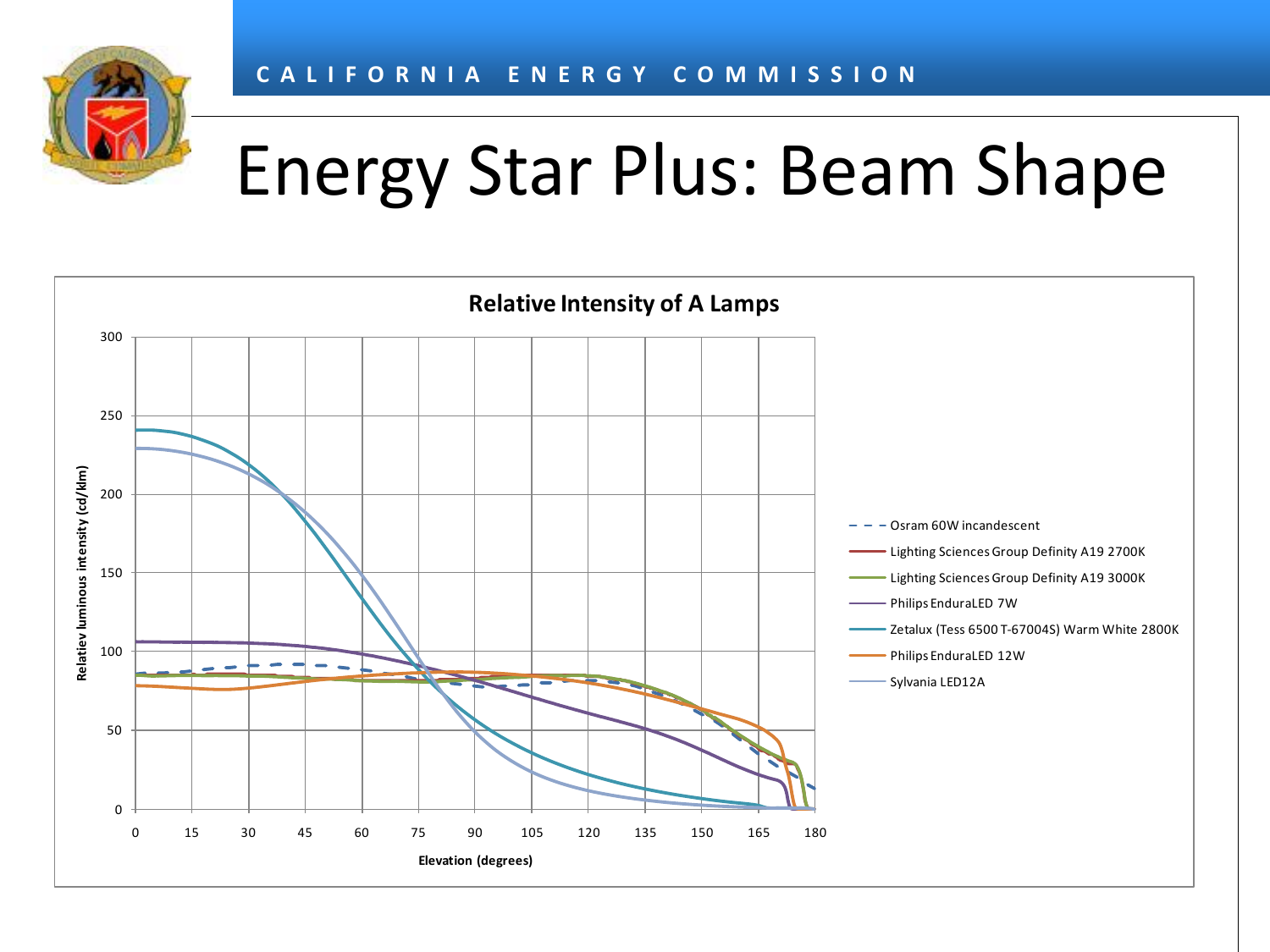# Energy Star Plus: Beam Shape

**Relative Intensity of A Lamps**

Relatiev luminous intensity (cd/klm)

Elevation (degrees)

- Osram 60W incandescent
- Lighting Sciences Group Definity A19 2700K
- Lighting Sciences Group Definity A19 3000K
- Philips EnduraLED 7W
- Zetalux (Tess 6500 T-67004S) Warm White 2800K
- Philips EnduraLED 12W
- Sylvania LED12A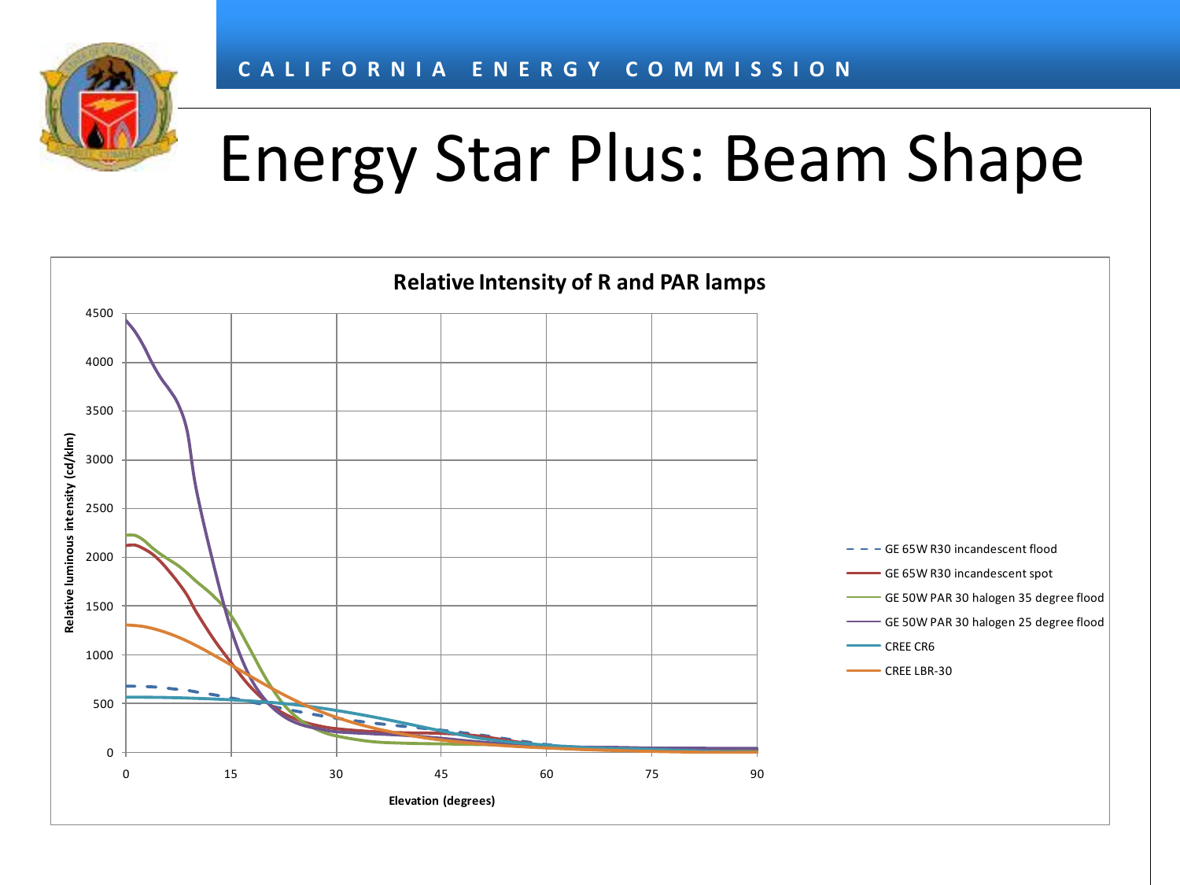# Energy Star Plus: Beam Shape

**Relative Intensity of R and PAR lamps**

Relative luminous intensity (cd/klm)

Elevation (degrees)

- GE 65W R30 incandescent flood
- GE 65W R30 incandescent spot
- GE 50W PAR 30 halogen 35 degree flood
- GE 50W PAR 30 halogen 25 degree flood
- CREE CR6
- CREE LBR-30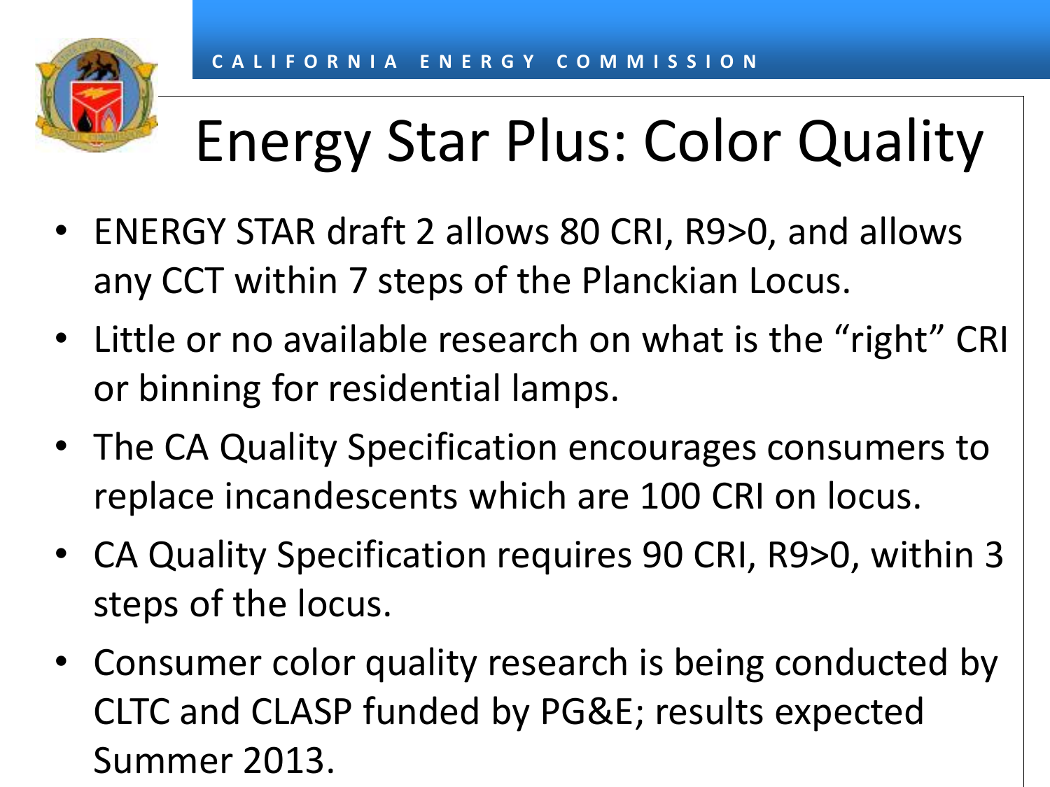# Energy Star Plus: Color Quality

- ENERGY STAR draft 2 allows 80 CRI, R9>0, and allows any CCT within 7 steps of the Planckian Locus.
- Little or no available research on what is the "right" CRI or binning for residential lamps.
- The CA Quality Specification encourages consumers to replace incandescents which are 100 CRI on locus.
- CA Quality Specification requires 90 CRI, R9>0, within 3 steps of the locus.
- Consumer color quality research is being conducted by CLTC and CLASP funded by PG&E; results expected Summer 2013.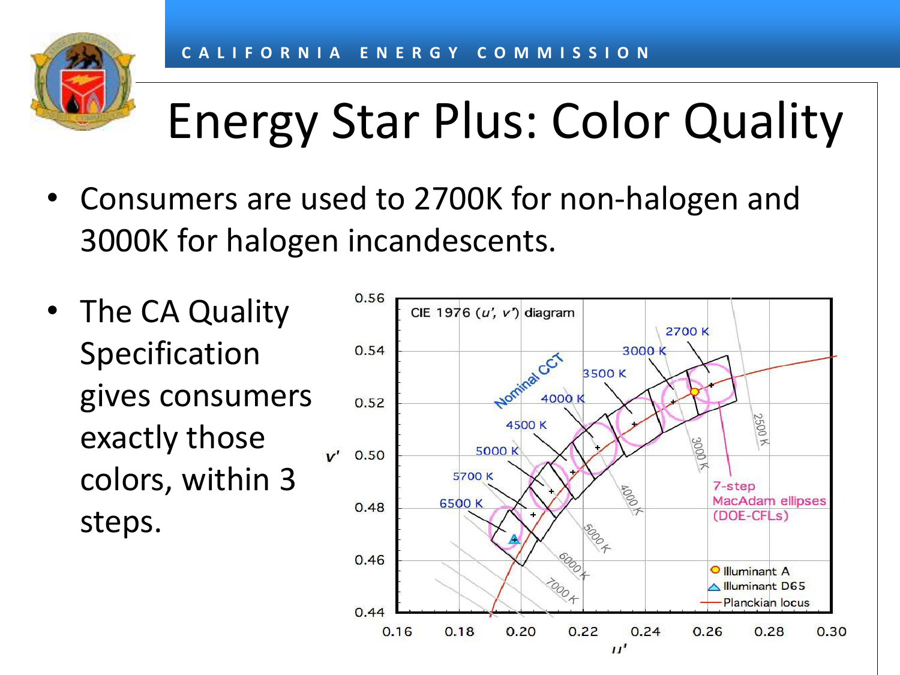# Energy Star Plus: Color Quality

- Consumers are used to 2700K for non-halogen and 3000K for halogen incandescents.
- The CA Quality Specification gives consumers exactly those colors, within 3 steps.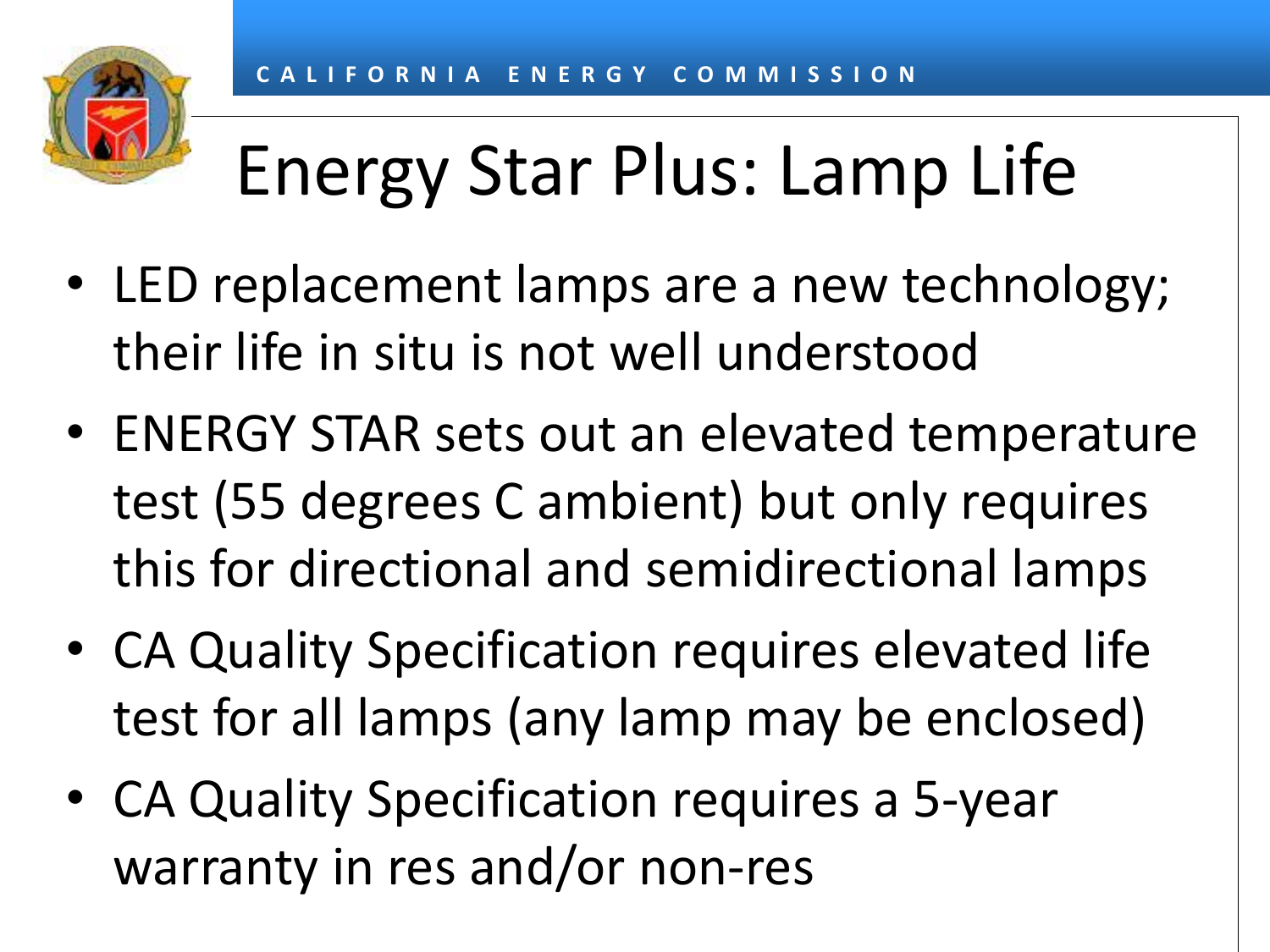# Energy Star Plus: Lamp Life

- LED replacement lamps are a new technology; their life in situ is not well understood
- ENERGY STAR sets out an elevated temperature test (55 degrees C ambient) but only requires this for directional and semidirectional lamps
- CA Quality Specification requires elevated life test for all lamps (any lamp may be enclosed)
- CA Quality Specification requires a 5-year warranty in res and/or non-res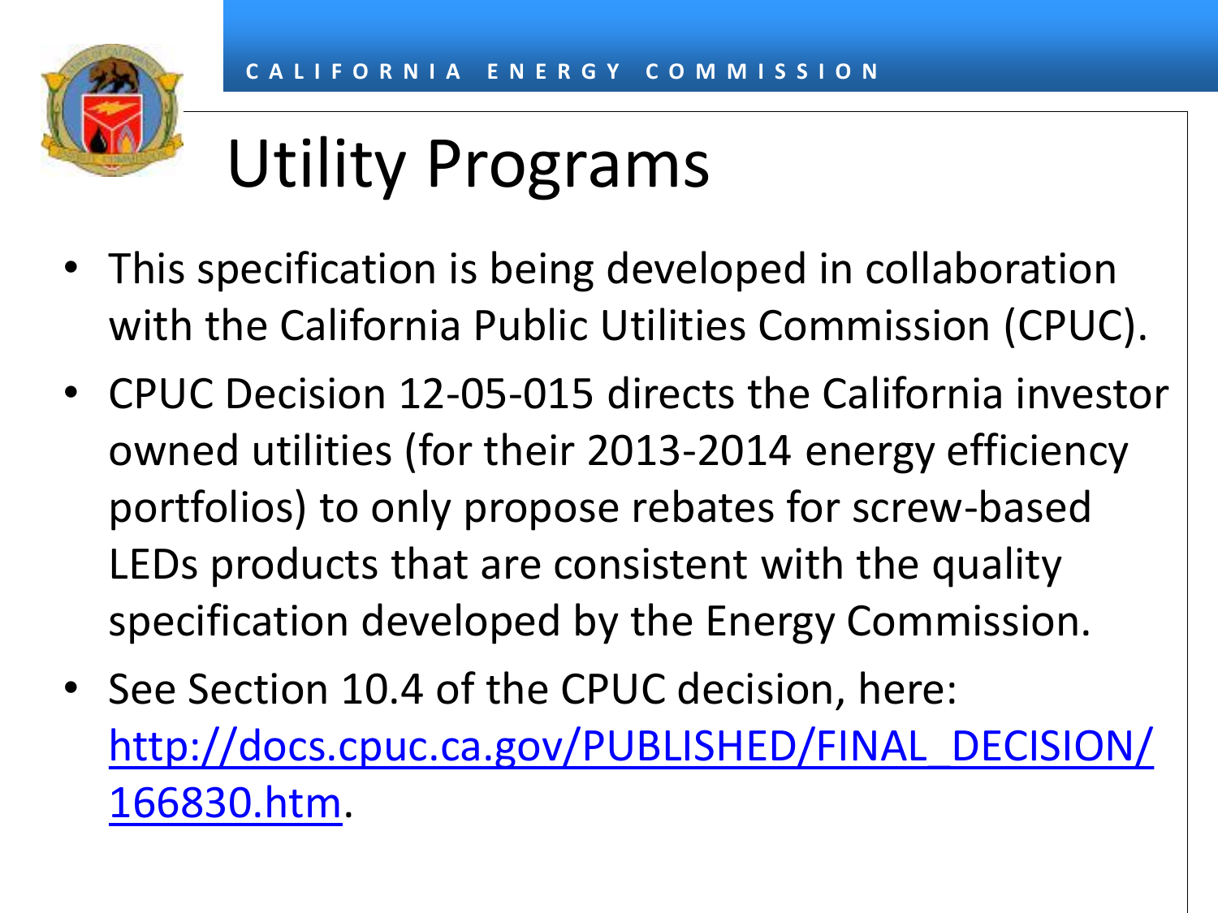# Utility Programs

- This specification is being developed in collaboration with the California Public Utilities Commission (CPUC).
- CPUC Decision 12-05-015 directs the California investor owned utilities (for their 2013-2014 energy efficiency portfolios) to only propose rebates for screw-based LEDs products that are consistent with the quality specification developed by the Energy Commission.
- See Section 10.4 of the CPUC decision, here: [http://docs.cpuc.ca.gov/PUBLISHED/FINAL_DECISION/166830.htm](http://docs.cpuc.ca.gov/PUBLISHED/FINAL_DECISION/166830.htm).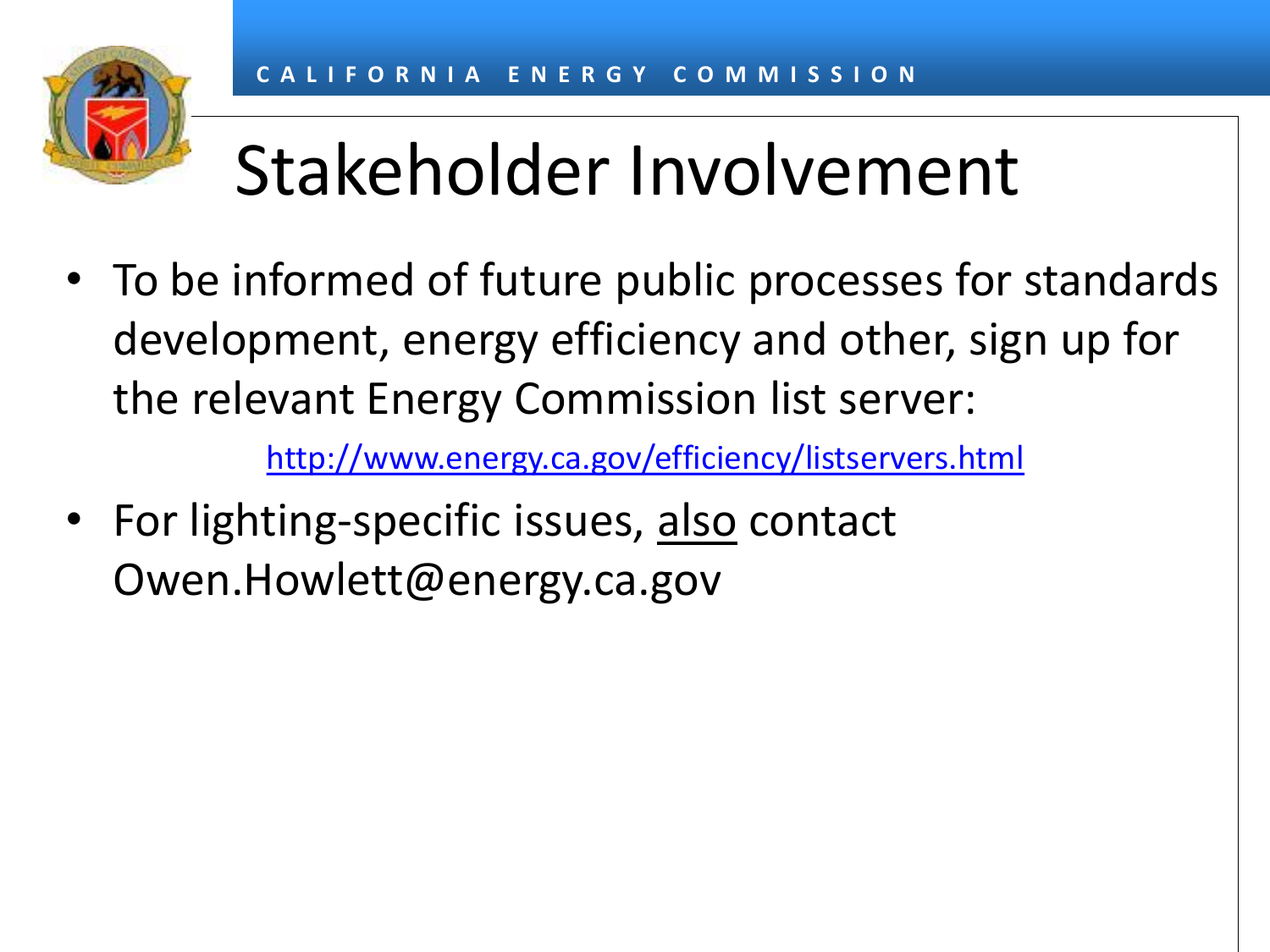# Stakeholder Involvement

- To be informed of future public processes for standards development, energy efficiency and other, sign up for the relevant Energy Commission list server:

  http://www.energy.ca.gov/efficiency/listservers.html

- For lighting-specific issues, <u>also</u> contact Owen.Howlett@energy.ca.gov